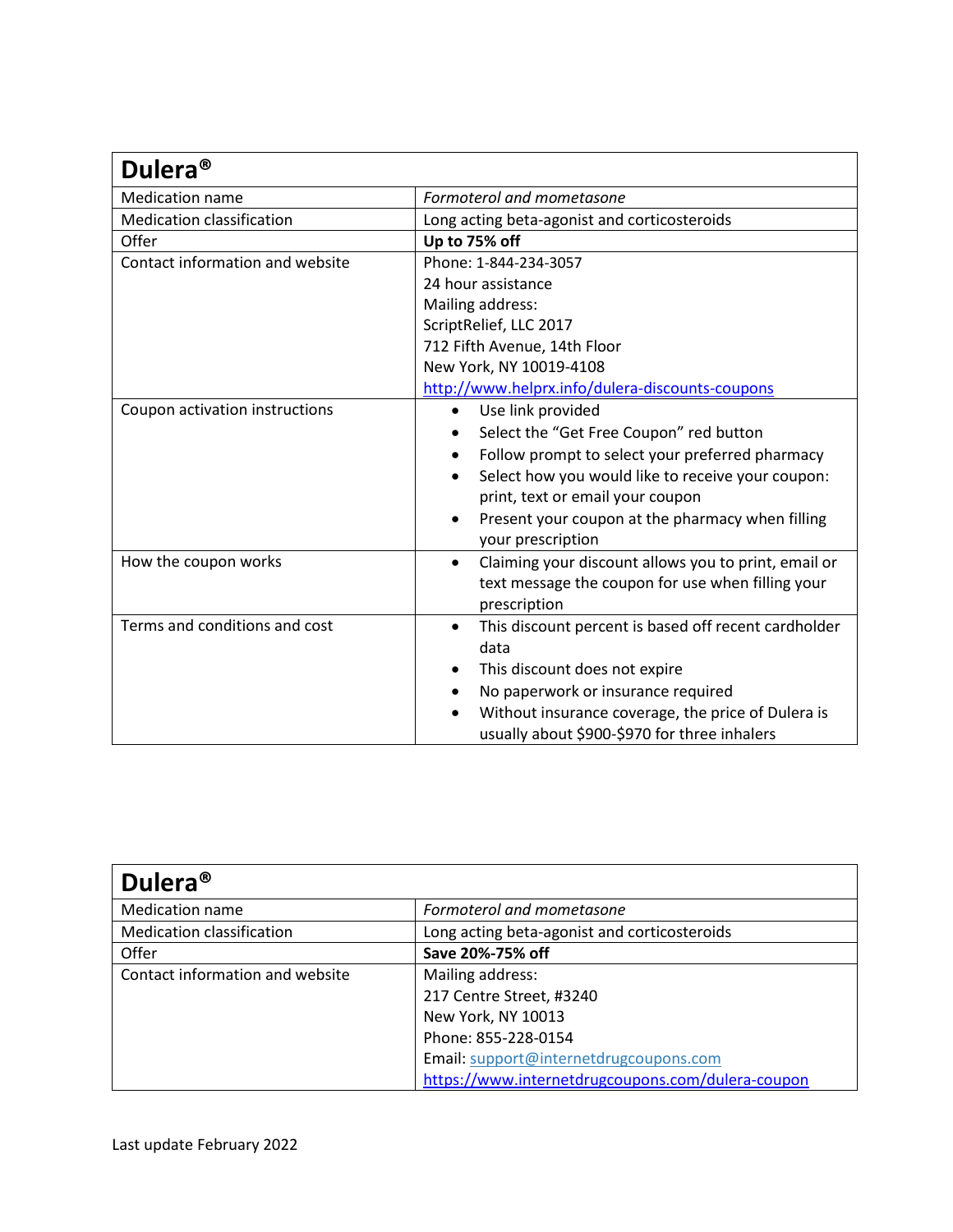| Dulera® | |
|---|---|
| Medication name | *Formoterol and mometasone* |
| Medication classification | Long acting beta-agonist and corticosteroids |
| Offer | **Up to 75% off** |
| Contact information and website | Phone: 1-844-234-3057<br>24 hour assistance<br>Mailing address:<br>ScriptRelief, LLC 2017<br>712 Fifth Avenue, 14th Floor<br>New York, NY 10019-4108<br>http://www.helprx.info/dulera-discounts-coupons |
| Coupon activation instructions | • Use link provided<br>• Select the "Get Free Coupon" red button<br>• Follow prompt to select your preferred pharmacy<br>• Select how you would like to receive your coupon: print, text or email your coupon<br>• Present your coupon at the pharmacy when filling your prescription |
| How the coupon works | • Claiming your discount allows you to print, email or text message the coupon for use when filling your prescription |
| Terms and conditions and cost | • This discount percent is based off recent cardholder data<br>• This discount does not expire<br>• No paperwork or insurance required<br>• Without insurance coverage, the price of Dulera is usually about $900-$970 for three inhalers |

| Dulera® | |
|---|---|
| Medication name | *Formoterol and mometasone* |
| Medication classification | Long acting beta-agonist and corticosteroids |
| Offer | **Save 20%-75% off** |
| Contact information and website | Mailing address:<br>217 Centre Street, #3240<br>New York, NY 10013<br>Phone: 855-228-0154<br>Email: support@internetdrugcoupons.com<br>https://www.internetdrugcoupons.com/dulera-coupon |

Last update February 2022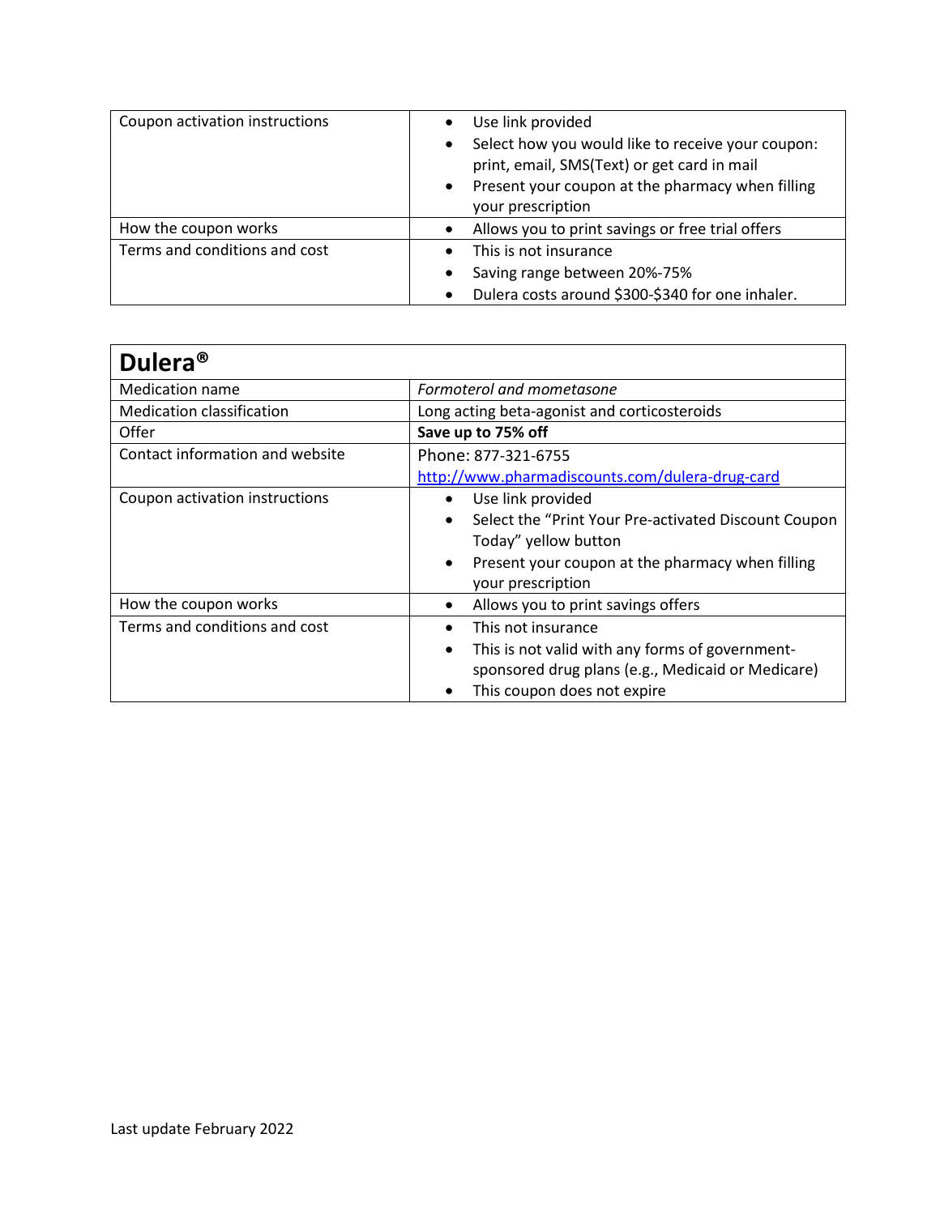| | |
|---|---|
| Coupon activation instructions | • Use link provided<br>• Select how you would like to receive your coupon: print, email, SMS(Text) or get card in mail<br>• Present your coupon at the pharmacy when filling your prescription |
| How the coupon works | • Allows you to print savings or free trial offers |
| Terms and conditions and cost | • This is not insurance<br>• Saving range between 20%-75%<br>• Dulera costs around $300-$340 for one inhaler. |

| **Dulera®** | |
|---|---|
| Medication name | *Formoterol and mometasone* |
| Medication classification | Long acting beta-agonist and corticosteroids |
| Offer | **Save up to 75% off** |
| Contact information and website | Phone: 877-321-6755<br>http://www.pharmadiscounts.com/dulera-drug-card |
| Coupon activation instructions | • Use link provided<br>• Select the "Print Your Pre-activated Discount Coupon Today" yellow button<br>• Present your coupon at the pharmacy when filling your prescription |
| How the coupon works | • Allows you to print savings offers |
| Terms and conditions and cost | • This not insurance<br>• This is not valid with any forms of government-sponsored drug plans (e.g., Medicaid or Medicare)<br>• This coupon does not expire |

Last update February 2022